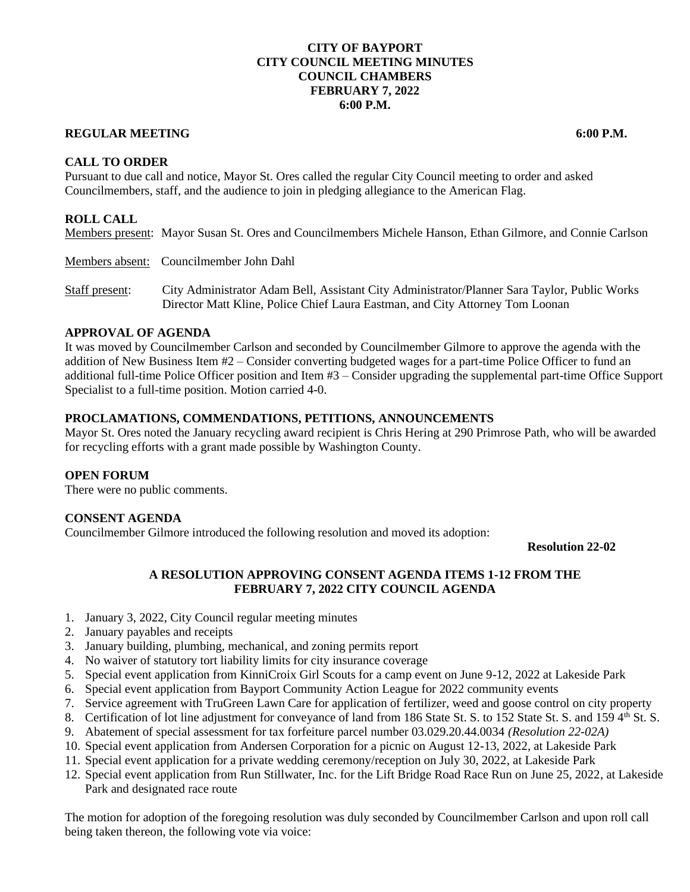**CITY OF BAYPORT**
**CITY COUNCIL MEETING MINUTES**
**COUNCIL CHAMBERS**
**FEBRUARY 7, 2022**
**6:00 P.M.**

**REGULAR MEETING 6:00 P.M.**

## CALL TO ORDER

Pursuant to due call and notice, Mayor St. Ores called the regular City Council meeting to order and asked Councilmembers, staff, and the audience to join in pledging allegiance to the American Flag.

## ROLL CALL

Members present: Mayor Susan St. Ores and Councilmembers Michele Hanson, Ethan Gilmore, and Connie Carlson

Members absent: Councilmember John Dahl

Staff present: City Administrator Adam Bell, Assistant City Administrator/Planner Sara Taylor, Public Works Director Matt Kline, Police Chief Laura Eastman, and City Attorney Tom Loonan

## APPROVAL OF AGENDA

It was moved by Councilmember Carlson and seconded by Councilmember Gilmore to approve the agenda with the addition of New Business Item #2 – Consider converting budgeted wages for a part-time Police Officer to fund an additional full-time Police Officer position and Item #3 – Consider upgrading the supplemental part-time Office Support Specialist to a full-time position. Motion carried 4-0.

## PROCLAMATIONS, COMMENDATIONS, PETITIONS, ANNOUNCEMENTS

Mayor St. Ores noted the January recycling award recipient is Chris Hering at 290 Primrose Path, who will be awarded for recycling efforts with a grant made possible by Washington County.

## OPEN FORUM

There were no public comments.

## CONSENT AGENDA

Councilmember Gilmore introduced the following resolution and moved its adoption:

**Resolution 22-02**

**A RESOLUTION APPROVING CONSENT AGENDA ITEMS 1-12 FROM THE FEBRUARY 7, 2022 CITY COUNCIL AGENDA**

1. January 3, 2022, City Council regular meeting minutes
2. January payables and receipts
3. January building, plumbing, mechanical, and zoning permits report
4. No waiver of statutory tort liability limits for city insurance coverage
5. Special event application from KinniCroix Girl Scouts for a camp event on June 9-12, 2022 at Lakeside Park
6. Special event application from Bayport Community Action League for 2022 community events
7. Service agreement with TruGreen Lawn Care for application of fertilizer, weed and goose control on city property
8. Certification of lot line adjustment for conveyance of land from 186 State St. S. to 152 State St. S. and 159 4th St. S.
9. Abatement of special assessment for tax forfeiture parcel number 03.029.20.44.0034 *(Resolution 22-02A)*
10. Special event application from Andersen Corporation for a picnic on August 12-13, 2022, at Lakeside Park
11. Special event application for a private wedding ceremony/reception on July 30, 2022, at Lakeside Park
12. Special event application from Run Stillwater, Inc. for the Lift Bridge Road Race Run on June 25, 2022, at Lakeside Park and designated race route

The motion for adoption of the foregoing resolution was duly seconded by Councilmember Carlson and upon roll call being taken thereon, the following vote via voice: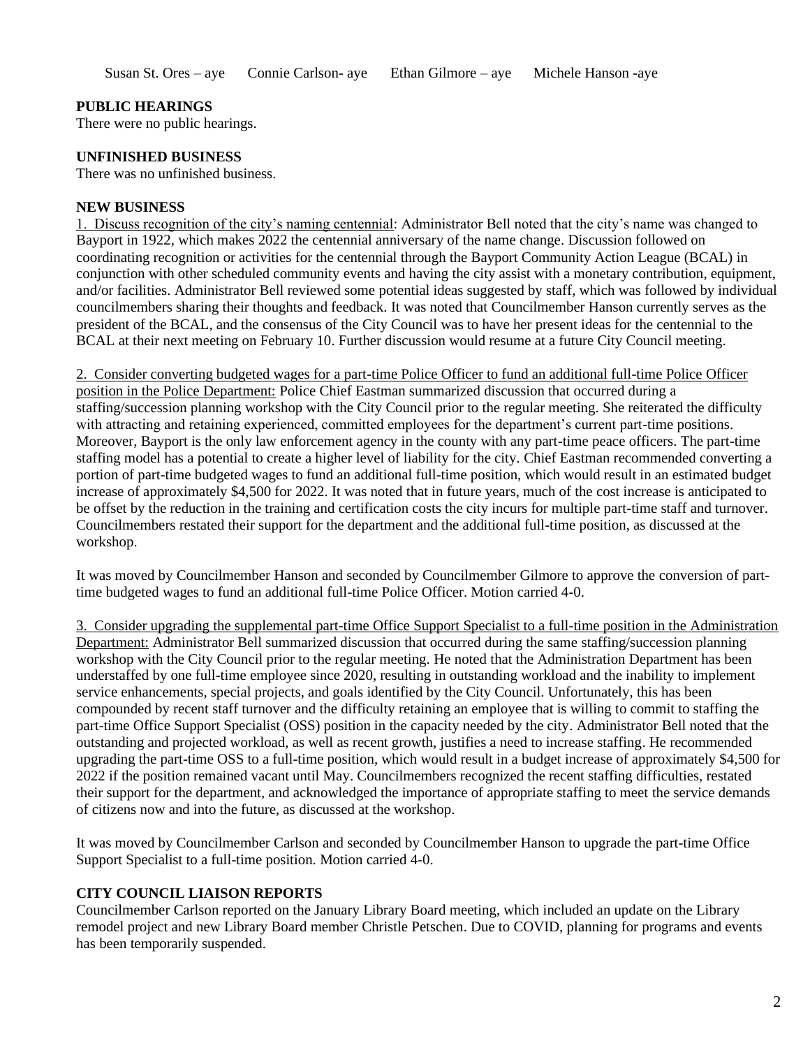Susan St. Ores – aye     Connie Carlson- aye     Ethan Gilmore – aye     Michele Hanson -aye

**PUBLIC HEARINGS**

There were no public hearings.

**UNFINISHED BUSINESS**

There was no unfinished business.

**NEW BUSINESS**

1. Discuss recognition of the city's naming centennial: Administrator Bell noted that the city's name was changed to Bayport in 1922, which makes 2022 the centennial anniversary of the name change. Discussion followed on coordinating recognition or activities for the centennial through the Bayport Community Action League (BCAL) in conjunction with other scheduled community events and having the city assist with a monetary contribution, equipment, and/or facilities. Administrator Bell reviewed some potential ideas suggested by staff, which was followed by individual councilmembers sharing their thoughts and feedback. It was noted that Councilmember Hanson currently serves as the president of the BCAL, and the consensus of the City Council was to have her present ideas for the centennial to the BCAL at their next meeting on February 10. Further discussion would resume at a future City Council meeting.

2. Consider converting budgeted wages for a part-time Police Officer to fund an additional full-time Police Officer position in the Police Department: Police Chief Eastman summarized discussion that occurred during a staffing/succession planning workshop with the City Council prior to the regular meeting. She reiterated the difficulty with attracting and retaining experienced, committed employees for the department's current part-time positions. Moreover, Bayport is the only law enforcement agency in the county with any part-time peace officers. The part-time staffing model has a potential to create a higher level of liability for the city. Chief Eastman recommended converting a portion of part-time budgeted wages to fund an additional full-time position, which would result in an estimated budget increase of approximately $4,500 for 2022. It was noted that in future years, much of the cost increase is anticipated to be offset by the reduction in the training and certification costs the city incurs for multiple part-time staff and turnover. Councilmembers restated their support for the department and the additional full-time position, as discussed at the workshop.

It was moved by Councilmember Hanson and seconded by Councilmember Gilmore to approve the conversion of part-time budgeted wages to fund an additional full-time Police Officer. Motion carried 4-0.

3. Consider upgrading the supplemental part-time Office Support Specialist to a full-time position in the Administration Department: Administrator Bell summarized discussion that occurred during the same staffing/succession planning workshop with the City Council prior to the regular meeting. He noted that the Administration Department has been understaffed by one full-time employee since 2020, resulting in outstanding workload and the inability to implement service enhancements, special projects, and goals identified by the City Council. Unfortunately, this has been compounded by recent staff turnover and the difficulty retaining an employee that is willing to commit to staffing the part-time Office Support Specialist (OSS) position in the capacity needed by the city. Administrator Bell noted that the outstanding and projected workload, as well as recent growth, justifies a need to increase staffing. He recommended upgrading the part-time OSS to a full-time position, which would result in a budget increase of approximately $4,500 for 2022 if the position remained vacant until May. Councilmembers recognized the recent staffing difficulties, restated their support for the department, and acknowledged the importance of appropriate staffing to meet the service demands of citizens now and into the future, as discussed at the workshop.

It was moved by Councilmember Carlson and seconded by Councilmember Hanson to upgrade the part-time Office Support Specialist to a full-time position. Motion carried 4-0.

**CITY COUNCIL LIAISON REPORTS**

Councilmember Carlson reported on the January Library Board meeting, which included an update on the Library remodel project and new Library Board member Christle Petschen. Due to COVID, planning for programs and events has been temporarily suspended.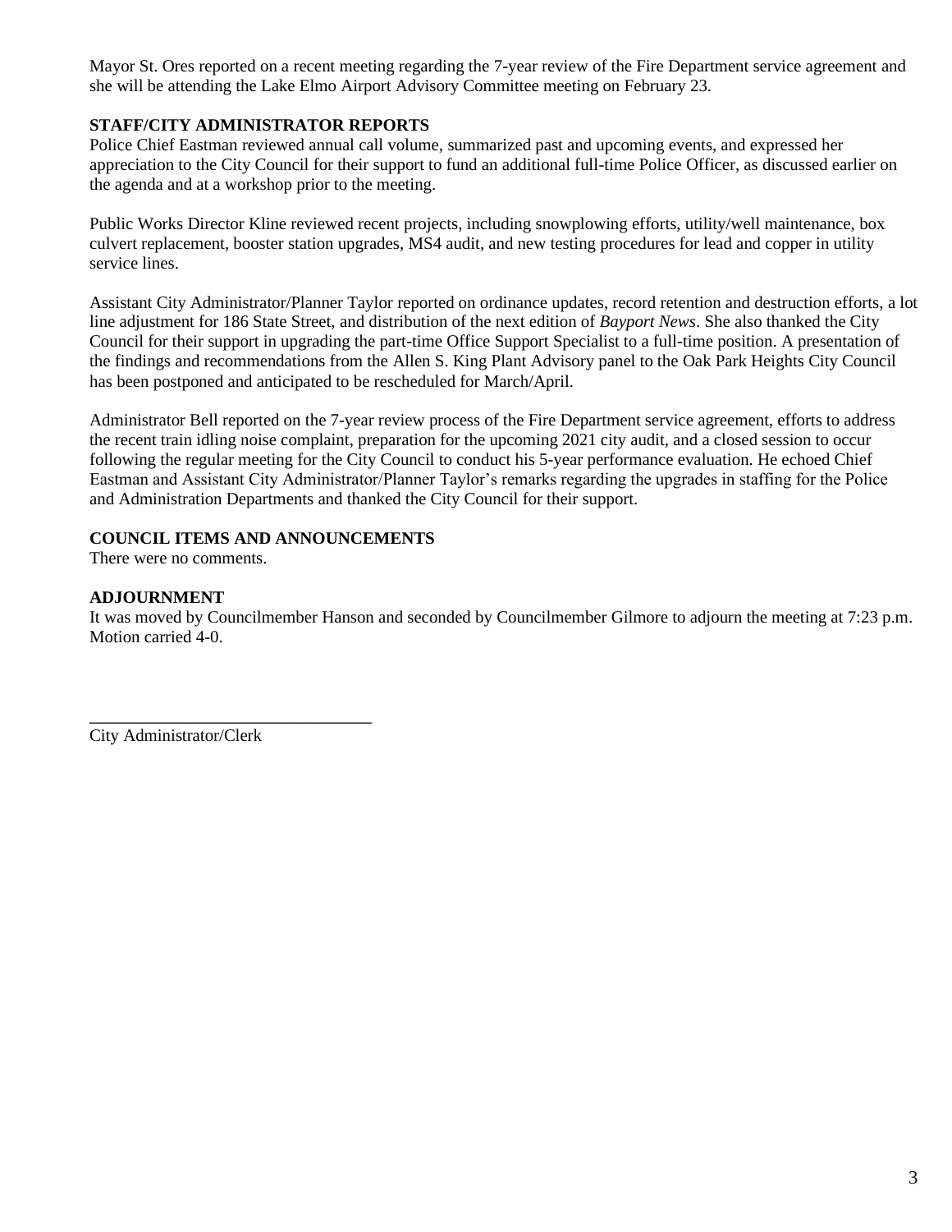Mayor St. Ores reported on a recent meeting regarding the 7-year review of the Fire Department service agreement and she will be attending the Lake Elmo Airport Advisory Committee meeting on February 23.

**STAFF/CITY ADMINISTRATOR REPORTS**

Police Chief Eastman reviewed annual call volume, summarized past and upcoming events, and expressed her appreciation to the City Council for their support to fund an additional full-time Police Officer, as discussed earlier on the agenda and at a workshop prior to the meeting.

Public Works Director Kline reviewed recent projects, including snowplowing efforts, utility/well maintenance, box culvert replacement, booster station upgrades, MS4 audit, and new testing procedures for lead and copper in utility service lines.

Assistant City Administrator/Planner Taylor reported on ordinance updates, record retention and destruction efforts, a lot line adjustment for 186 State Street, and distribution of the next edition of *Bayport News*. She also thanked the City Council for their support in upgrading the part-time Office Support Specialist to a full-time position. A presentation of the findings and recommendations from the Allen S. King Plant Advisory panel to the Oak Park Heights City Council has been postponed and anticipated to be rescheduled for March/April.

Administrator Bell reported on the 7-year review process of the Fire Department service agreement, efforts to address the recent train idling noise complaint, preparation for the upcoming 2021 city audit, and a closed session to occur following the regular meeting for the City Council to conduct his 5-year performance evaluation. He echoed Chief Eastman and Assistant City Administrator/Planner Taylor's remarks regarding the upgrades in staffing for the Police and Administration Departments and thanked the City Council for their support.

**COUNCIL ITEMS AND ANNOUNCEMENTS**

There were no comments.

**ADJOURNMENT**

It was moved by Councilmember Hanson and seconded by Councilmember Gilmore to adjourn the meeting at 7:23 p.m. Motion carried 4-0.

\_\_\_\_\_\_\_\_\_\_\_\_\_\_\_\_\_\_\_\_\_\_\_\_\_\_\_\_\_\_\_\_

City Administrator/Clerk